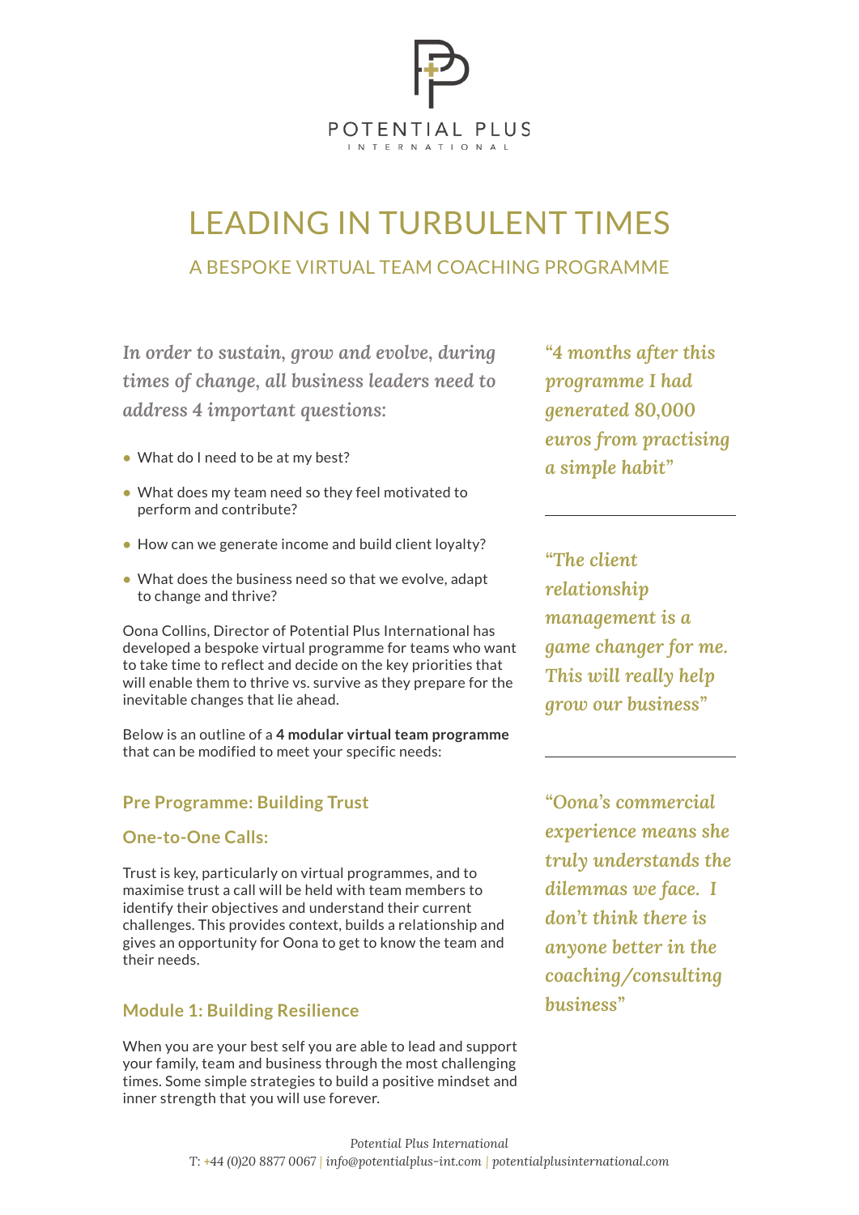POTENTIAL PLUS
INTERNATIONAL

# LEADING IN TURBULENT TIMES

## A BESPOKE VIRTUAL TEAM COACHING PROGRAMME

*In order to sustain, grow and evolve, during times of change, all business leaders need to address 4 important questions:*

- What do I need to be at my best?
- What does my team need so they feel motivated to perform and contribute?
- How can we generate income and build client loyalty?
- What does the business need so that we evolve, adapt to change and thrive?

Oona Collins, Director of Potential Plus International has developed a bespoke virtual programme for teams who want to take time to reflect and decide on the key priorities that will enable them to thrive vs. survive as they prepare for the inevitable changes that lie ahead.

Below is an outline of a **4 modular virtual team programme** that can be modified to meet your specific needs:

### Pre Programme: Building Trust

### One-to-One Calls:

Trust is key, particularly on virtual programmes, and to maximise trust a call will be held with team members to identify their objectives and understand their current challenges. This provides context, builds a relationship and gives an opportunity for Oona to get to know the team and their needs.

### Module 1: Building Resilience

When you are your best self you are able to lead and support your family, team and business through the most challenging times. Some simple strategies to build a positive mindset and inner strength that you will use forever.

*"4 months after this programme I had generated 80,000 euros from practising a simple habit"*

---

*"The client relationship management is a game changer for me. This will really help grow our business"*

---

*"Oona's commercial experience means she truly understands the dilemmas we face. I don't think there is anyone better in the coaching/consulting business"*

*Potential Plus International*
T: +44 (0)20 8877 0067 | *info@potentialplus-int.com* | *potentialplusinternational.com*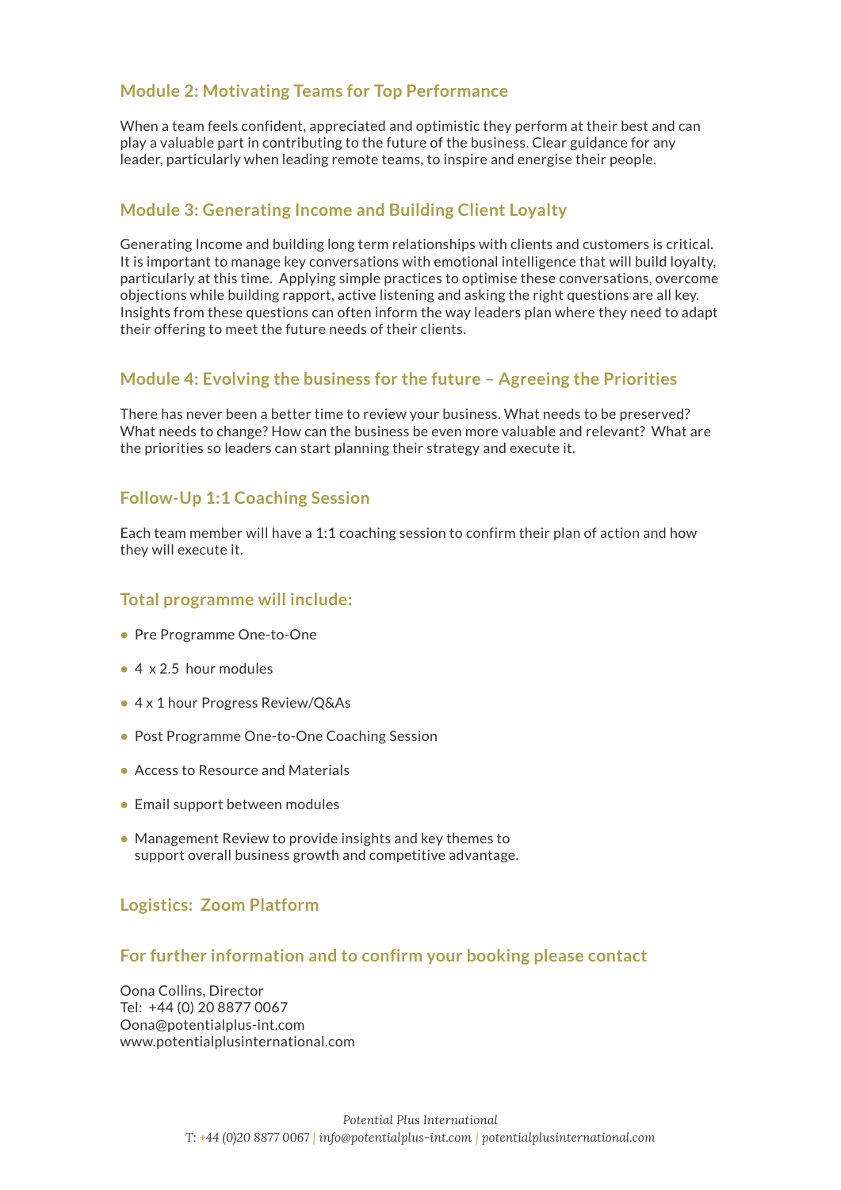## Module 2: Motivating Teams for Top Performance

When a team feels confident, appreciated and optimistic they perform at their best and can play a valuable part in contributing to the future of the business. Clear guidance for any leader, particularly when leading remote teams, to inspire and energise their people.

## Module 3: Generating Income and Building Client Loyalty

Generating Income and building long term relationships with clients and customers is critical. It is important to manage key conversations with emotional intelligence that will build loyalty, particularly at this time. Applying simple practices to optimise these conversations, overcome objections while building rapport, active listening and asking the right questions are all key. Insights from these questions can often inform the way leaders plan where they need to adapt their offering to meet the future needs of their clients.

## Module 4: Evolving the business for the future – Agreeing the Priorities

There has never been a better time to review your business. What needs to be preserved? What needs to change? How can the business be even more valuable and relevant? What are the priorities so leaders can start planning their strategy and execute it.

## Follow-Up 1:1 Coaching Session

Each team member will have a 1:1 coaching session to confirm their plan of action and how they will execute it.

## Total programme will include:

- Pre Programme One-to-One
- 4 x 2.5 hour modules
- 4 x 1 hour Progress Review/Q&As
- Post Programme One-to-One Coaching Session
- Access to Resource and Materials
- Email support between modules
- Management Review to provide insights and key themes to support overall business growth and competitive advantage.

## Logistics: Zoom Platform

## For further information and to confirm your booking please contact

Oona Collins, Director
Tel: +44 (0) 20 8877 0067
Oona@potentialplus-int.com
www.potentialplusinternational.com